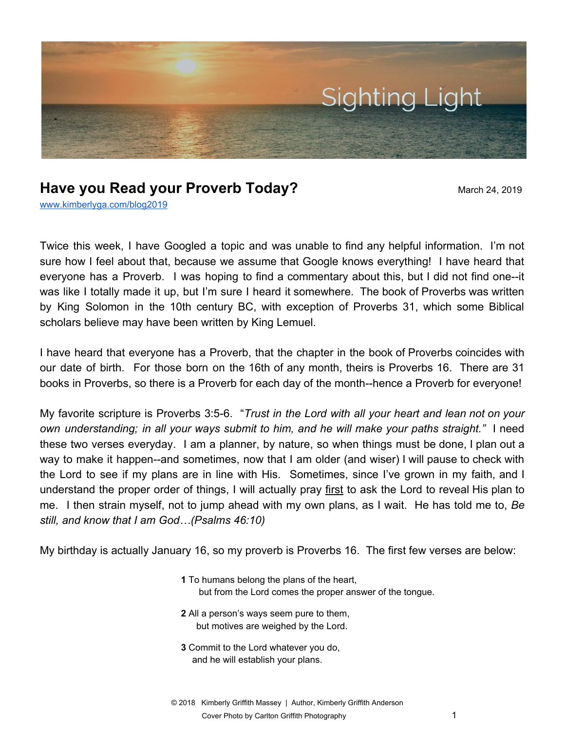Sighting Light

# Have you Read your Proverb Today?

March 24, 2019

www.kimberlyga.com/blog2019

Twice this week, I have Googled a topic and was unable to find any helpful information. I'm not sure how I feel about that, because we assume that Google knows everything! I have heard that everyone has a Proverb. I was hoping to find a commentary about this, but I did not find one--it was like I totally made it up, but I'm sure I heard it somewhere. The book of Proverbs was written by King Solomon in the 10th century BC, with exception of Proverbs 31, which some Biblical scholars believe may have been written by King Lemuel.

I have heard that everyone has a Proverb, that the chapter in the book of Proverbs coincides with our date of birth. For those born on the 16th of any month, theirs is Proverbs 16. There are 31 books in Proverbs, so there is a Proverb for each day of the month--hence a Proverb for everyone!

My favorite scripture is Proverbs 3:5-6. "*Trust in the Lord with all your heart and lean not on your own understanding; in all your ways submit to him, and he will make your paths straight."* I need these two verses everyday. I am a planner, by nature, so when things must be done, I plan out a way to make it happen--and sometimes, now that I am older (and wiser) I will pause to check with the Lord to see if my plans are in line with His. Sometimes, since I've grown in my faith, and I understand the proper order of things, I will actually pray <u>first</u> to ask the Lord to reveal His plan to me. I then strain myself, not to jump ahead with my own plans, as I wait. He has told me to, *Be still, and know that I am God…(Psalms 46:10)*

My birthday is actually January 16, so my proverb is Proverbs 16. The first few verses are below:

> **1** To humans belong the plans of the heart,
> but from the Lord comes the proper answer of the tongue.
>
> **2** All a person's ways seem pure to them,
> but motives are weighed by the Lord.
>
> **3** Commit to the Lord whatever you do,
> and he will establish your plans.

© 2018 Kimberly Griffith Massey | Author, Kimberly Griffith Anderson
Cover Photo by Carlton Griffith Photography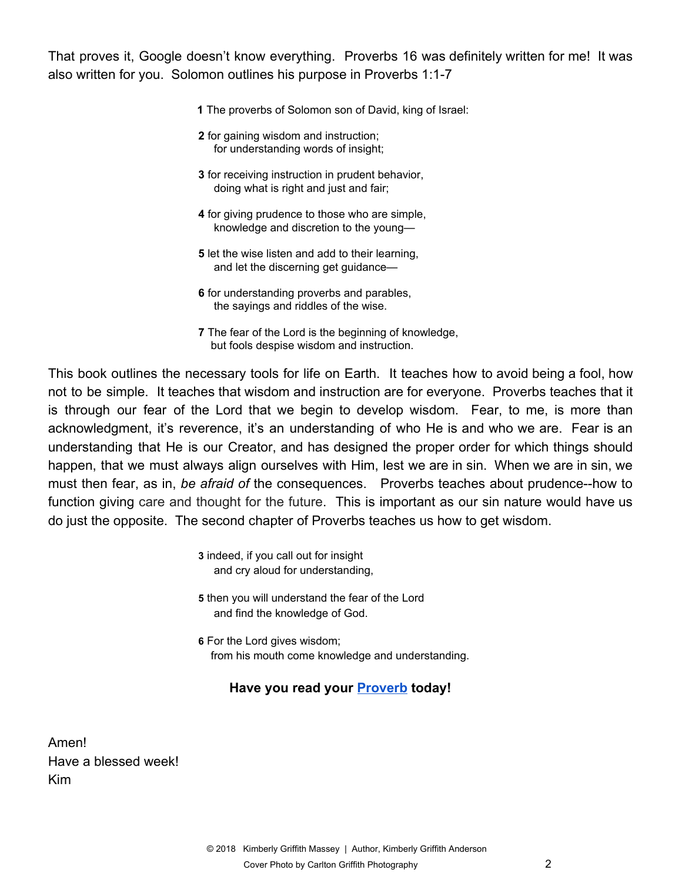That proves it, Google doesn't know everything. Proverbs 16 was definitely written for me! It was also written for you. Solomon outlines his purpose in Proverbs 1:1-7

> **1** The proverbs of Solomon son of David, king of Israel:
>
> **2** for gaining wisdom and instruction;
> for understanding words of insight;
>
> **3** for receiving instruction in prudent behavior,
> doing what is right and just and fair;
>
> **4** for giving prudence to those who are simple,
> knowledge and discretion to the young—
>
> **5** let the wise listen and add to their learning,
> and let the discerning get guidance—
>
> **6** for understanding proverbs and parables,
> the sayings and riddles of the wise.
>
> **7** The fear of the Lord is the beginning of knowledge,
> but fools despise wisdom and instruction.

This book outlines the necessary tools for life on Earth. It teaches how to avoid being a fool, how not to be simple. It teaches that wisdom and instruction are for everyone. Proverbs teaches that it is through our fear of the Lord that we begin to develop wisdom. Fear, to me, is more than acknowledgment, it's reverence, it's an understanding of who He is and who we are. Fear is an understanding that He is our Creator, and has designed the proper order for which things should happen, that we must always align ourselves with Him, lest we are in sin. When we are in sin, we must then fear, as in, *be afraid of* the consequences. Proverbs teaches about prudence--how to function giving care and thought for the future. This is important as our sin nature would have us do just the opposite. The second chapter of Proverbs teaches us how to get wisdom.

> **3** indeed, if you call out for insight
> and cry aloud for understanding,
>
> **5** then you will understand the fear of the Lord
> and find the knowledge of God.
>
> **6** For the Lord gives wisdom;
> from his mouth come knowledge and understanding.

**Have you read your Proverb today!**

Amen!
Have a blessed week!
Kim

© 2018 Kimberly Griffith Massey | Author, Kimberly Griffith Anderson
Cover Photo by Carlton Griffith Photography